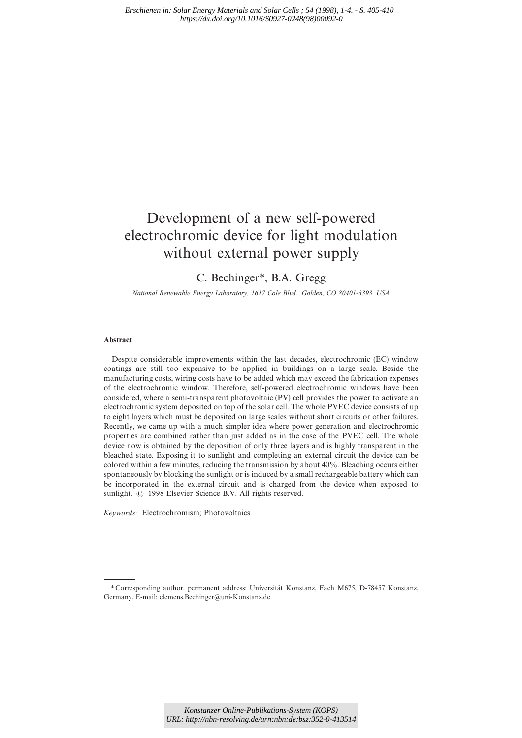*Erschienen in: Solar Energy Materials and Solar Cells ; 54 (1998), 1-4. - S. 405-410*
*https://dx.doi.org/10.1016/S0927-0248(98)00092-0*

# Development of a new self-powered electrochromic device for light modulation without external power supply

C. Bechinger*, B.A. Gregg

*National Renewable Energy Laboratory, 1617 Cole Blvd., Golden, CO 80401-3393, USA*

### Abstract

Despite considerable improvements within the last decades, electrochromic (EC) window coatings are still too expensive to be applied in buildings on a large scale. Beside the manufacturing costs, wiring costs have to be added which may exceed the fabrication expenses of the electrochromic window. Therefore, self-powered electrochromic windows have been considered, where a semi-transparent photovoltaic (PV) cell provides the power to activate an electrochromic system deposited on top of the solar cell. The whole PVEC device consists of up to eight layers which must be deposited on large scales without short circuits or other failures. Recently, we came up with a much simpler idea where power generation and electrochromic properties are combined rather than just added as in the case of the PVEC cell. The whole device now is obtained by the deposition of only three layers and is highly transparent in the bleached state. Exposing it to sunlight and completing an external circuit the device can be colored within a few minutes, reducing the transmission by about 40%. Bleaching occurs either spontaneously by blocking the sunlight or is induced by a small rechargeable battery which can be incorporated in the external circuit and is charged from the device when exposed to sunlight. © 1998 Elsevier Science B.V. All rights reserved.

*Keywords:* Electrochromism; Photovoltaics

---

* Corresponding author. permanent address: Universität Konstanz, Fach M675, D-78457 Konstanz, Germany. E-mail: clemens.Bechinger@uni-Konstanz.de

Konstanzer Online-Publikations-System (KOPS)
URL: http://nbn-resolving.de/urn:nbn:de:bsz:352-0-413514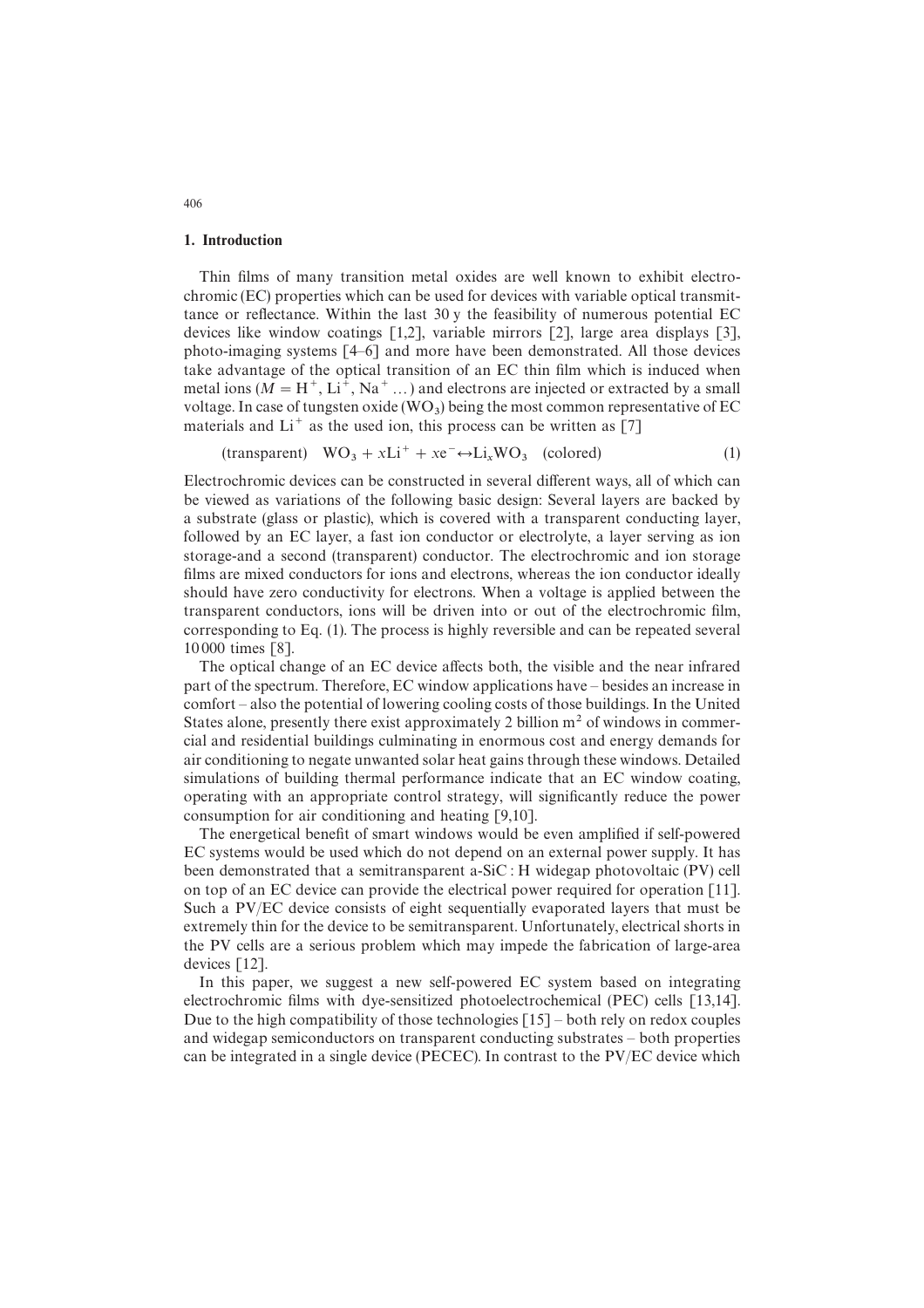## 1. Introduction

Thin films of many transition metal oxides are well known to exhibit electrochromic (EC) properties which can be used for devices with variable optical transmittance or reflectance. Within the last 30 y the feasibility of numerous potential EC devices like window coatings [1,2], variable mirrors [2], large area displays [3], photo-imaging systems [4–6] and more have been demonstrated. All those devices take advantage of the optical transition of an EC thin film which is induced when metal ions ($M = H^+, Li^+, Na^+ \ldots$) and electrons are injected or extracted by a small voltage. In case of tungsten oxide ($WO_3$) being the most common representative of EC materials and $Li^+$ as the used ion, this process can be written as [7]

$$\text{(transparent)} \quad WO_3 + xLi^+ + xe^- \leftrightarrow Li_xWO_3 \quad \text{(colored)} \tag{1}$$

Electrochromic devices can be constructed in several different ways, all of which can be viewed as variations of the following basic design: Several layers are backed by a substrate (glass or plastic), which is covered with a transparent conducting layer, followed by an EC layer, a fast ion conductor or electrolyte, a layer serving as ion storage-and a second (transparent) conductor. The electrochromic and ion storage films are mixed conductors for ions and electrons, whereas the ion conductor ideally should have zero conductivity for electrons. When a voltage is applied between the transparent conductors, ions will be driven into or out of the electrochromic film, corresponding to Eq. (1). The process is highly reversible and can be repeated several 10 000 times [8].

The optical change of an EC device affects both, the visible and the near infrared part of the spectrum. Therefore, EC window applications have – besides an increase in comfort – also the potential of lowering cooling costs of those buildings. In the United States alone, presently there exist approximately 2 billion $m^2$ of windows in commercial and residential buildings culminating in enormous cost and energy demands for air conditioning to negate unwanted solar heat gains through these windows. Detailed simulations of building thermal performance indicate that an EC window coating, operating with an appropriate control strategy, will significantly reduce the power consumption for air conditioning and heating [9,10].

The energetical benefit of smart windows would be even amplified if self-powered EC systems would be used which do not depend on an external power supply. It has been demonstrated that a semitransparent a-SiC : H widegap photovoltaic (PV) cell on top of an EC device can provide the electrical power required for operation [11]. Such a PV/EC device consists of eight sequentially evaporated layers that must be extremely thin for the device to be semitransparent. Unfortunately, electrical shorts in the PV cells are a serious problem which may impede the fabrication of large-area devices [12].

In this paper, we suggest a new self-powered EC system based on integrating electrochromic films with dye-sensitized photoelectrochemical (PEC) cells [13,14]. Due to the high compatibility of those technologies [15] – both rely on redox couples and widegap semiconductors on transparent conducting substrates – both properties can be integrated in a single device (PECEC). In contrast to the PV/EC device which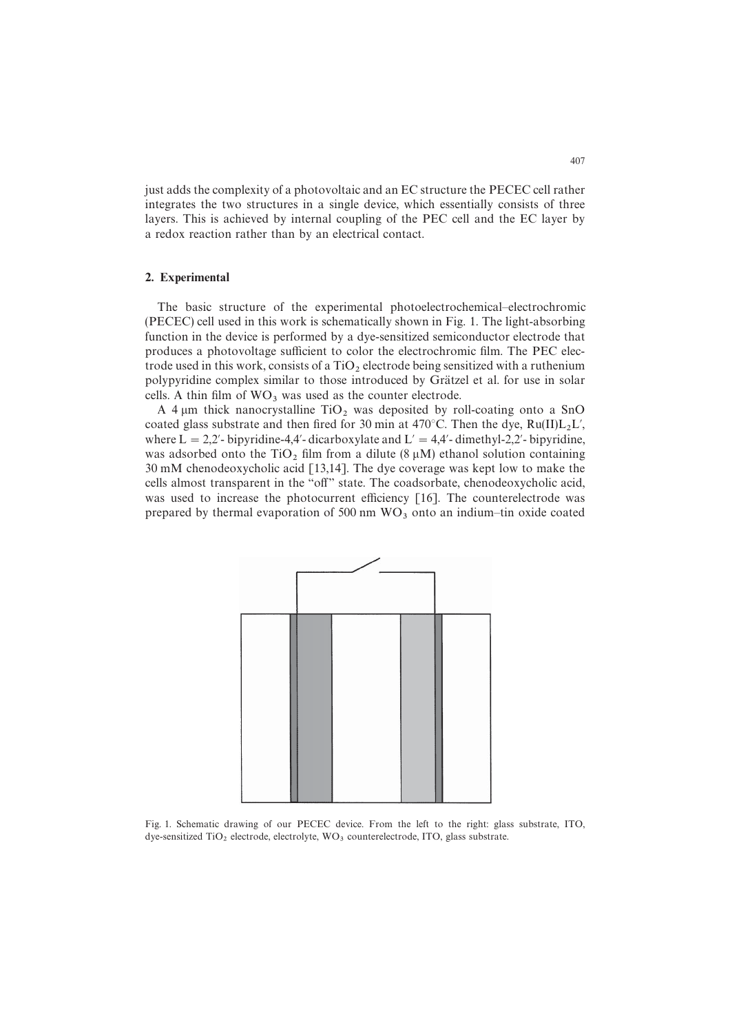just adds the complexity of a photovoltaic and an EC structure the PECEC cell rather integrates the two structures in a single device, which essentially consists of three layers. This is achieved by internal coupling of the PEC cell and the EC layer by a redox reaction rather than by an electrical contact.

## 2. Experimental

The basic structure of the experimental photoelectrochemical–electrochromic (PECEC) cell used in this work is schematically shown in Fig. 1. The light-absorbing function in the device is performed by a dye-sensitized semiconductor electrode that produces a photovoltage sufficient to color the electrochromic film. The PEC electrode used in this work, consists of a $TiO_2$ electrode being sensitized with a ruthenium polypyridine complex similar to those introduced by Grätzel et al. for use in solar cells. A thin film of $WO_3$ was used as the counter electrode.

A 4 μm thick nanocrystalline $TiO_2$ was deposited by roll-coating onto a SnO coated glass substrate and then fired for 30 min at 470°C. Then the dye, $Ru(II)L_2L'$, where L = 2,2′- bipyridine-4,4′- dicarboxylate and L′ = 4,4′- dimethyl-2,2′- bipyridine, was adsorbed onto the $TiO_2$ film from a dilute (8 μM) ethanol solution containing 30 mM chenodeoxycholic acid [13,14]. The dye coverage was kept low to make the cells almost transparent in the "off" state. The coadsorbate, chenodeoxycholic acid, was used to increase the photocurrent efficiency [16]. The counterelectrode was prepared by thermal evaporation of 500 nm $WO_3$ onto an indium–tin oxide coated

Fig. 1. Schematic drawing of our PECEC device. From the left to the right: glass substrate, ITO, dye-sensitized $TiO_2$ electrode, electrolyte, $WO_3$ counterelectrode, ITO, glass substrate.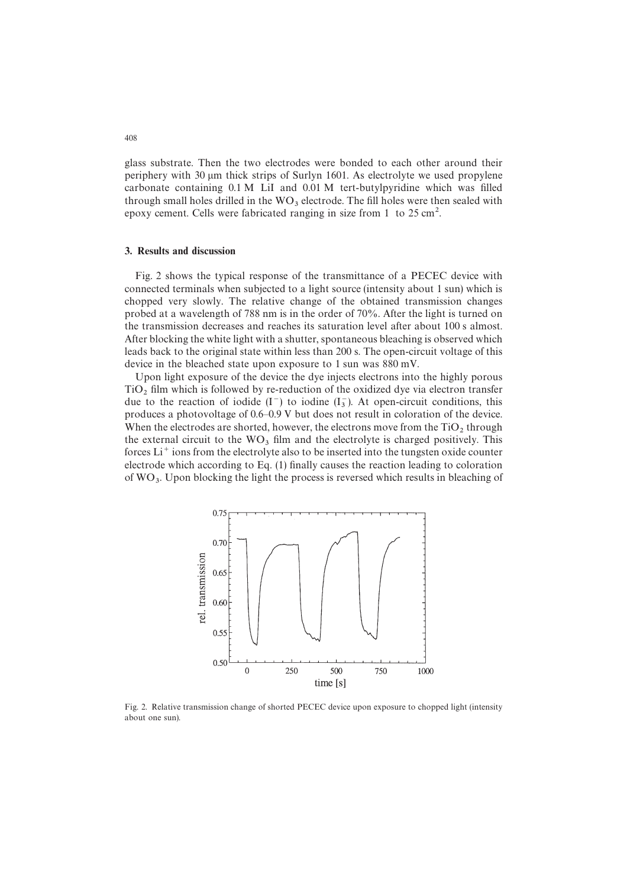glass substrate. Then the two electrodes were bonded to each other around their periphery with 30 μm thick strips of Surlyn 1601. As electrolyte we used propylene carbonate containing 0.1 M LiI and 0.01 M tert-butylpyridine which was filled through small holes drilled in the $WO_3$ electrode. The fill holes were then sealed with epoxy cement. Cells were fabricated ranging in size from 1 to 25 $cm^2$.

## 3. Results and discussion

Fig. 2 shows the typical response of the transmittance of a PECEC device with connected terminals when subjected to a light source (intensity about 1 sun) which is chopped very slowly. The relative change of the obtained transmission changes probed at a wavelength of 788 nm is in the order of 70%. After the light is turned on the transmission decreases and reaches its saturation level after about 100 s almost. After blocking the white light with a shutter, spontaneous bleaching is observed which leads back to the original state within less than 200 s. The open-circuit voltage of this device in the bleached state upon exposure to 1 sun was 880 mV.

Upon light exposure of the device the dye injects electrons into the highly porous $TiO_2$ film which is followed by re-reduction of the oxidized dye via electron transfer due to the reaction of iodide ($I^-$) to iodine ($I_3^-$). At open-circuit conditions, this produces a photovoltage of 0.6–0.9 V but does not result in coloration of the device. When the electrodes are shorted, however, the electrons move from the $TiO_2$ through the external circuit to the $WO_3$ film and the electrolyte is charged positively. This forces $Li^+$ ions from the electrolyte also to be inserted into the tungsten oxide counter electrode which according to Eq. (1) finally causes the reaction leading to coloration of $WO_3$. Upon blocking the light the process is reversed which results in bleaching of

Fig. 2. Relative transmission change of shorted PECEC device upon exposure to chopped light (intensity about one sun).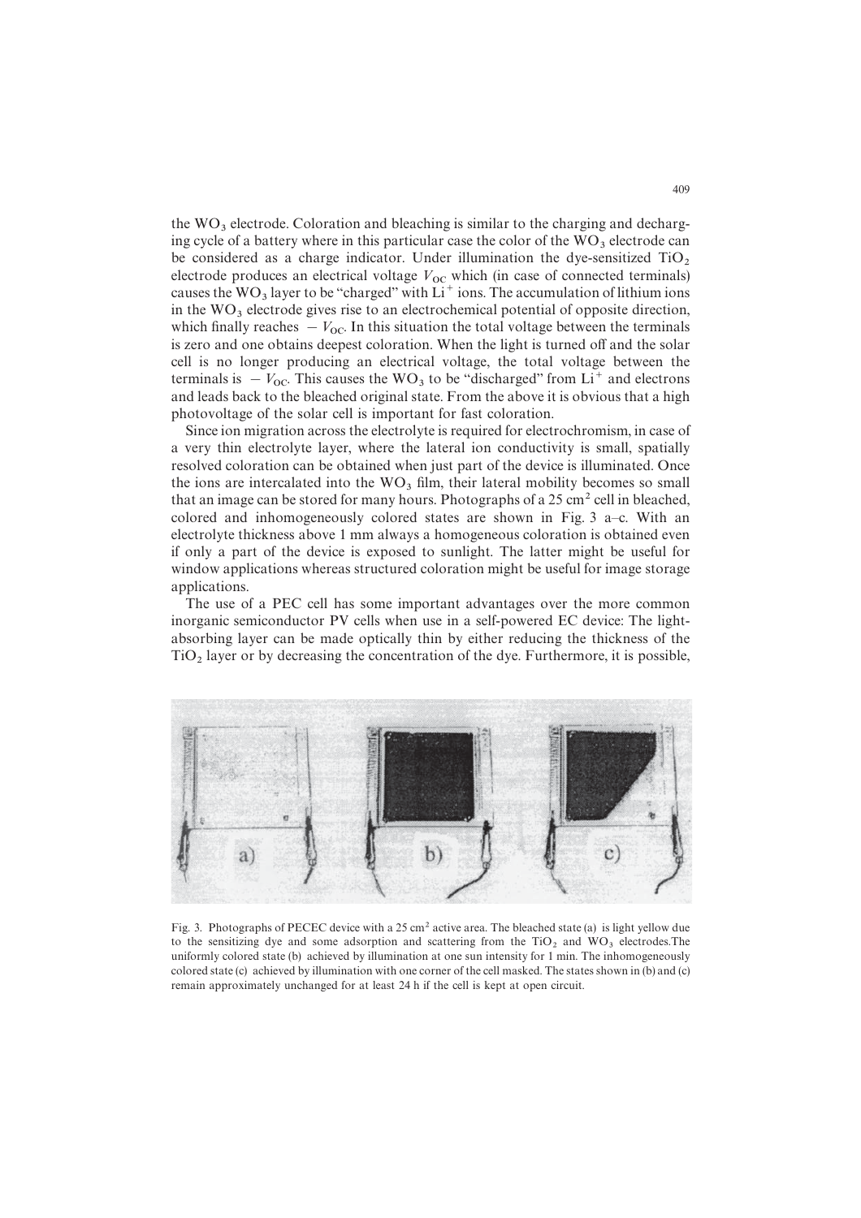the $WO_3$ electrode. Coloration and bleaching is similar to the charging and decharging cycle of a battery where in this particular case the color of the $WO_3$ electrode can be considered as a charge indicator. Under illumination the dye-sensitized $TiO_2$ electrode produces an electrical voltage $V_{OC}$ which (in case of connected terminals) causes the $WO_3$ layer to be "charged" with $Li^+$ ions. The accumulation of lithium ions in the $WO_3$ electrode gives rise to an electrochemical potential of opposite direction, which finally reaches $-V_{OC}$. In this situation the total voltage between the terminals is zero and one obtains deepest coloration. When the light is turned off and the solar cell is no longer producing an electrical voltage, the total voltage between the terminals is $-V_{OC}$. This causes the $WO_3$ to be "discharged" from $Li^+$ and electrons and leads back to the bleached original state. From the above it is obvious that a high photovoltage of the solar cell is important for fast coloration.

Since ion migration across the electrolyte is required for electrochromism, in case of a very thin electrolyte layer, where the lateral ion conductivity is small, spatially resolved coloration can be obtained when just part of the device is illuminated. Once the ions are intercalated into the $WO_3$ film, their lateral mobility becomes so small that an image can be stored for many hours. Photographs of a 25 $cm^2$ cell in bleached, colored and inhomogeneously colored states are shown in Fig. 3 a–c. With an electrolyte thickness above 1 mm always a homogeneous coloration is obtained even if only a part of the device is exposed to sunlight. The latter might be useful for window applications whereas structured coloration might be useful for image storage applications.

The use of a PEC cell has some important advantages over the more common inorganic semiconductor PV cells when use in a self-powered EC device: The light-absorbing layer can be made optically thin by either reducing the thickness of the $TiO_2$ layer or by decreasing the concentration of the dye. Furthermore, it is possible,

Fig. 3. Photographs of PECEC device with a 25 $cm^2$ active area. The bleached state (a) is light yellow due to the sensitizing dye and some adsorption and scattering from the $TiO_2$ and $WO_3$ electrodes. The uniformly colored state (b) achieved by illumination at one sun intensity for 1 min. The inhomogeneously colored state (c) achieved by illumination with one corner of the cell masked. The states shown in (b) and (c) remain approximately unchanged for at least 24 h if the cell is kept at open circuit.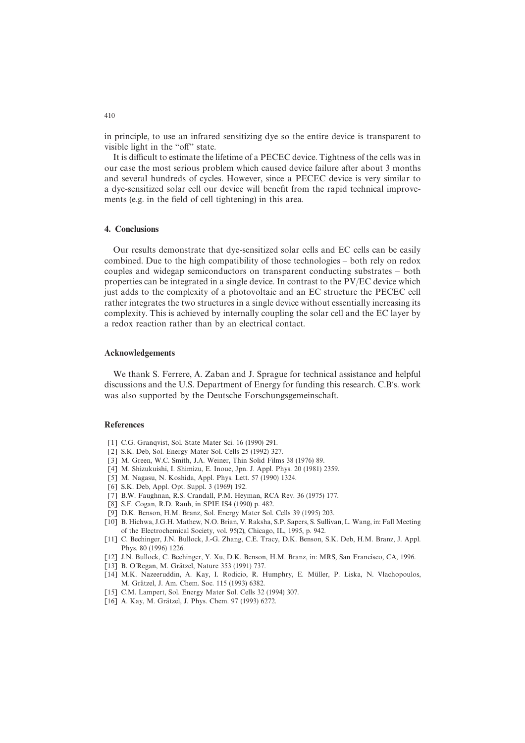in principle, to use an infrared sensitizing dye so the entire device is transparent to visible light in the "off" state.

It is difficult to estimate the lifetime of a PECEC device. Tightness of the cells was in our case the most serious problem which caused device failure after about 3 months and several hundreds of cycles. However, since a PECEC device is very similar to a dye-sensitized solar cell our device will benefit from the rapid technical improvements (e.g. in the field of cell tightening) in this area.

## 4. Conclusions

Our results demonstrate that dye-sensitized solar cells and EC cells can be easily combined. Due to the high compatibility of those technologies – both rely on redox couples and widegap semiconductors on transparent conducting substrates – both properties can be integrated in a single device. In contrast to the PV/EC device which just adds to the complexity of a photovoltaic and an EC structure the PECEC cell rather integrates the two structures in a single device without essentially increasing its complexity. This is achieved by internally coupling the solar cell and the EC layer by a redox reaction rather than by an electrical contact.

## Acknowledgements

We thank S. Ferrere, A. Zaban and J. Sprague for technical assistance and helpful discussions and the U.S. Department of Energy for funding this research. C.B′s. work was also supported by the Deutsche Forschungsgemeinschaft.

## References

[1] C.G. Granqvist, Sol. State Mater Sci. 16 (1990) 291.
[2] S.K. Deb, Sol. Energy Mater Sol. Cells 25 (1992) 327.
[3] M. Green, W.C. Smith, J.A. Weiner, Thin Solid Films 38 (1976) 89.
[4] M. Shizukuishi, I. Shimizu, E. Inoue, Jpn. J. Appl. Phys. 20 (1981) 2359.
[5] M. Nagasu, N. Koshida, Appl. Phys. Lett. 57 (1990) 1324.
[6] S.K. Deb, Appl. Opt. Suppl. 3 (1969) 192.
[7] B.W. Faughnan, R.S. Crandall, P.M. Heyman, RCA Rev. 36 (1975) 177.
[8] S.F. Cogan, R.D. Rauh, in SPIE IS4 (1990) p. 482.
[9] D.K. Benson, H.M. Branz, Sol. Energy Mater Sol. Cells 39 (1995) 203.
[10] B. Hichwa, J.G.H. Mathew, N.O. Brian, V. Raksha, S.P. Sapers, S. Sullivan, L. Wang, in: Fall Meeting of the Electrochemical Society, vol. 95(2), Chicago, IL, 1995, p. 942.
[11] C. Bechinger, J.N. Bullock, J.-G. Zhang, C.E. Tracy, D.K. Benson, S.K. Deb, H.M. Branz, J. Appl. Phys. 80 (1996) 1226.
[12] J.N. Bullock, C. Bechinger, Y. Xu, D.K. Benson, H.M. Branz, in: MRS, San Francisco, CA, 1996.
[13] B. O′Regan, M. Grätzel, Nature 353 (1991) 737.
[14] M.K. Nazeeruddin, A. Kay, I. Rodicio, R. Humphry, E. Müller, P. Liska, N. Vlachopoulos, M. Grätzel, J. Am. Chem. Soc. 115 (1993) 6382.
[15] C.M. Lampert, Sol. Energy Mater Sol. Cells 32 (1994) 307.
[16] A. Kay, M. Grätzel, J. Phys. Chem. 97 (1993) 6272.